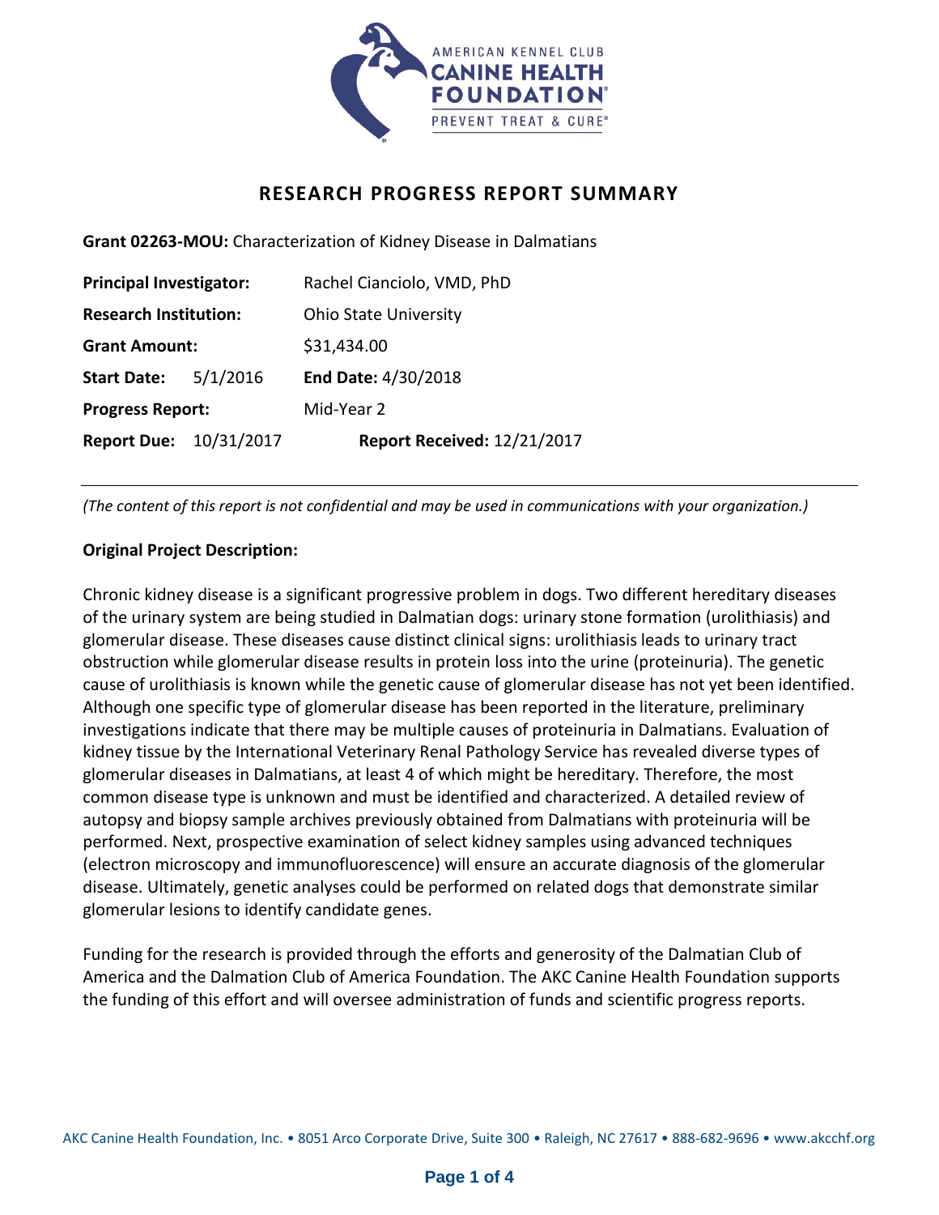# RESEARCH PROGRESS REPORT SUMMARY

**Grant 02263-MOU:** Characterization of Kidney Disease in Dalmatians

**Principal Investigator:** Rachel Cianciolo, VMD, PhD

**Research Institution:** Ohio State University

**Grant Amount:** $31,434.00

**Start Date:** 5/1/2016 **End Date:** 4/30/2018

**Progress Report:** Mid-Year 2

**Report Due:** 10/31/2017 **Report Received:** 12/21/2017

---

*(The content of this report is not confidential and may be used in communications with your organization.)*

**Original Project Description:**

Chronic kidney disease is a significant progressive problem in dogs. Two different hereditary diseases of the urinary system are being studied in Dalmatian dogs: urinary stone formation (urolithiasis) and glomerular disease. These diseases cause distinct clinical signs: urolithiasis leads to urinary tract obstruction while glomerular disease results in protein loss into the urine (proteinuria). The genetic cause of urolithiasis is known while the genetic cause of glomerular disease has not yet been identified. Although one specific type of glomerular disease has been reported in the literature, preliminary investigations indicate that there may be multiple causes of proteinuria in Dalmatians. Evaluation of kidney tissue by the International Veterinary Renal Pathology Service has revealed diverse types of glomerular diseases in Dalmatians, at least 4 of which might be hereditary. Therefore, the most common disease type is unknown and must be identified and characterized. A detailed review of autopsy and biopsy sample archives previously obtained from Dalmatians with proteinuria will be performed. Next, prospective examination of select kidney samples using advanced techniques (electron microscopy and immunofluorescence) will ensure an accurate diagnosis of the glomerular disease. Ultimately, genetic analyses could be performed on related dogs that demonstrate similar glomerular lesions to identify candidate genes.

Funding for the research is provided through the efforts and generosity of the Dalmatian Club of America and the Dalmation Club of America Foundation. The AKC Canine Health Foundation supports the funding of this effort and will oversee administration of funds and scientific progress reports.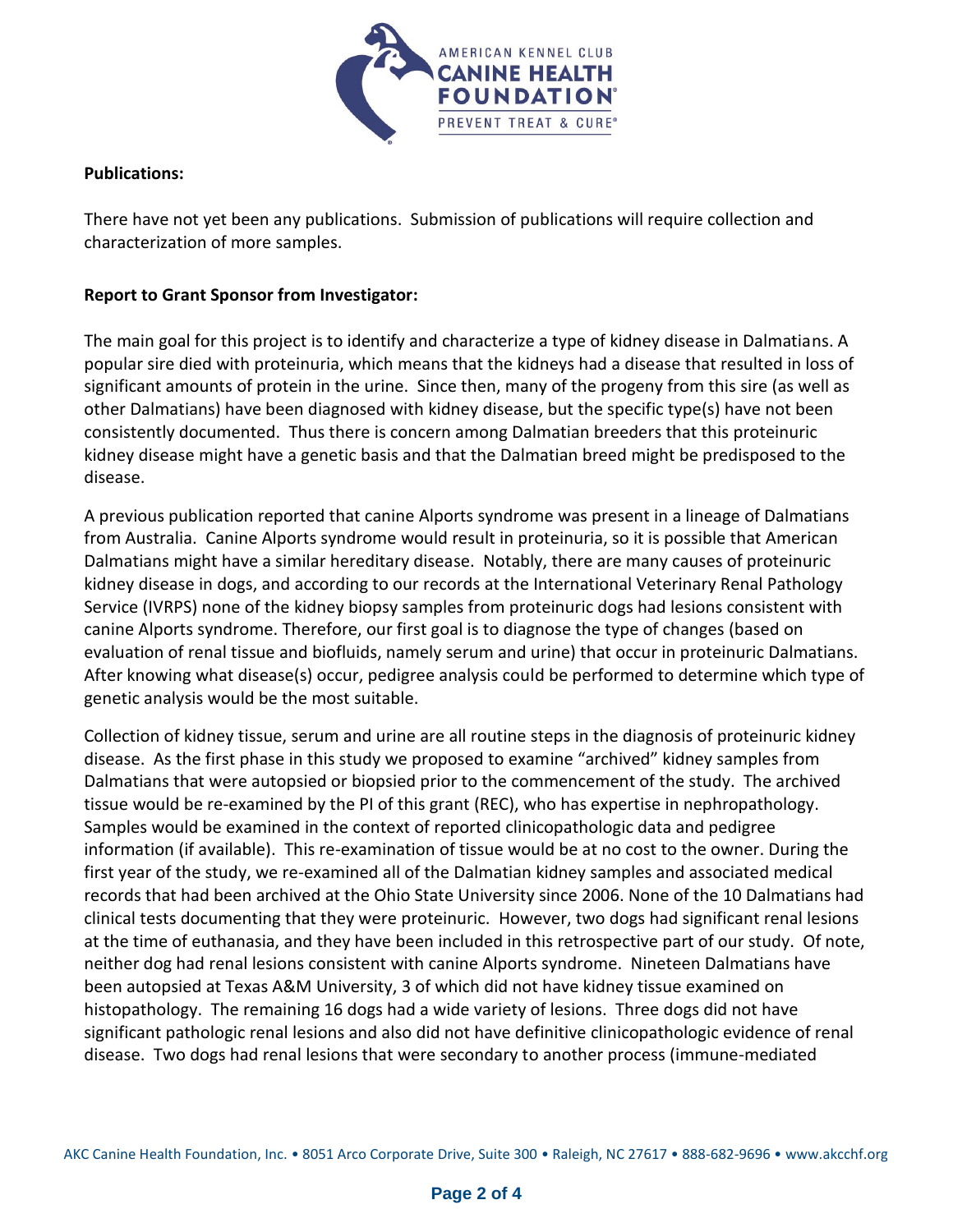**Publications:**

There have not yet been any publications. Submission of publications will require collection and characterization of more samples.

**Report to Grant Sponsor from Investigator:**

The main goal for this project is to identify and characterize a type of kidney disease in Dalmatians. A popular sire died with proteinuria, which means that the kidneys had a disease that resulted in loss of significant amounts of protein in the urine. Since then, many of the progeny from this sire (as well as other Dalmatians) have been diagnosed with kidney disease, but the specific type(s) have not been consistently documented. Thus there is concern among Dalmatian breeders that this proteinuric kidney disease might have a genetic basis and that the Dalmatian breed might be predisposed to the disease.

A previous publication reported that canine Alports syndrome was present in a lineage of Dalmatians from Australia. Canine Alports syndrome would result in proteinuria, so it is possible that American Dalmatians might have a similar hereditary disease. Notably, there are many causes of proteinuric kidney disease in dogs, and according to our records at the International Veterinary Renal Pathology Service (IVRPS) none of the kidney biopsy samples from proteinuric dogs had lesions consistent with canine Alports syndrome. Therefore, our first goal is to diagnose the type of changes (based on evaluation of renal tissue and biofluids, namely serum and urine) that occur in proteinuric Dalmatians. After knowing what disease(s) occur, pedigree analysis could be performed to determine which type of genetic analysis would be the most suitable.

Collection of kidney tissue, serum and urine are all routine steps in the diagnosis of proteinuric kidney disease. As the first phase in this study we proposed to examine "archived" kidney samples from Dalmatians that were autopsied or biopsied prior to the commencement of the study. The archived tissue would be re-examined by the PI of this grant (REC), who has expertise in nephropathology. Samples would be examined in the context of reported clinicopathologic data and pedigree information (if available). This re-examination of tissue would be at no cost to the owner. During the first year of the study, we re-examined all of the Dalmatian kidney samples and associated medical records that had been archived at the Ohio State University since 2006. None of the 10 Dalmatians had clinical tests documenting that they were proteinuric. However, two dogs had significant renal lesions at the time of euthanasia, and they have been included in this retrospective part of our study. Of note, neither dog had renal lesions consistent with canine Alports syndrome. Nineteen Dalmatians have been autopsied at Texas A&M University, 3 of which did not have kidney tissue examined on histopathology. The remaining 16 dogs had a wide variety of lesions. Three dogs did not have significant pathologic renal lesions and also did not have definitive clinicopathologic evidence of renal disease. Two dogs had renal lesions that were secondary to another process (immune-mediated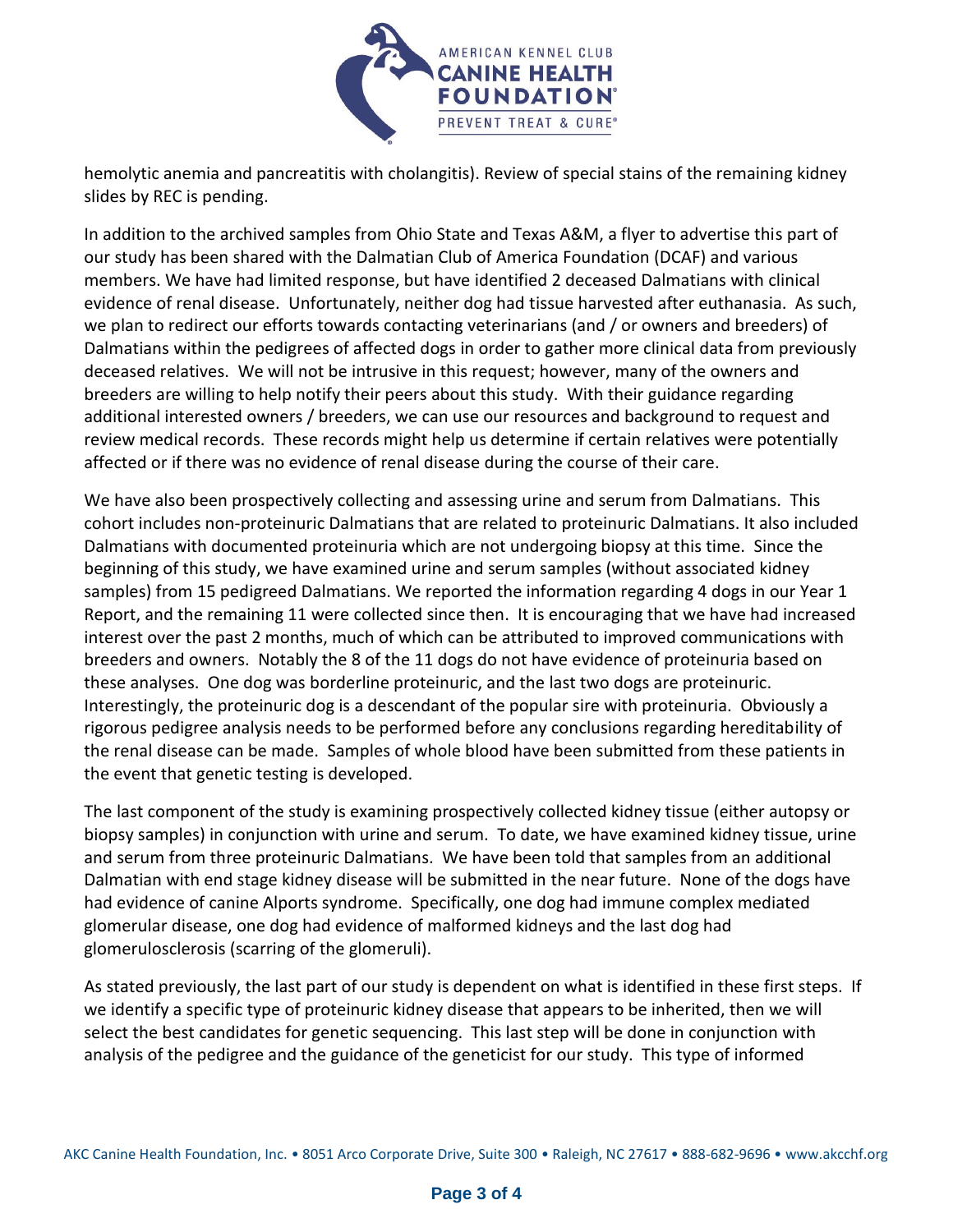hemolytic anemia and pancreatitis with cholangitis). Review of special stains of the remaining kidney slides by REC is pending.

In addition to the archived samples from Ohio State and Texas A&M, a flyer to advertise this part of our study has been shared with the Dalmatian Club of America Foundation (DCAF) and various members. We have had limited response, but have identified 2 deceased Dalmatians with clinical evidence of renal disease. Unfortunately, neither dog had tissue harvested after euthanasia. As such, we plan to redirect our efforts towards contacting veterinarians (and / or owners and breeders) of Dalmatians within the pedigrees of affected dogs in order to gather more clinical data from previously deceased relatives. We will not be intrusive in this request; however, many of the owners and breeders are willing to help notify their peers about this study. With their guidance regarding additional interested owners / breeders, we can use our resources and background to request and review medical records. These records might help us determine if certain relatives were potentially affected or if there was no evidence of renal disease during the course of their care.

We have also been prospectively collecting and assessing urine and serum from Dalmatians. This cohort includes non-proteinuric Dalmatians that are related to proteinuric Dalmatians. It also included Dalmatians with documented proteinuria which are not undergoing biopsy at this time. Since the beginning of this study, we have examined urine and serum samples (without associated kidney samples) from 15 pedigreed Dalmatians. We reported the information regarding 4 dogs in our Year 1 Report, and the remaining 11 were collected since then. It is encouraging that we have had increased interest over the past 2 months, much of which can be attributed to improved communications with breeders and owners. Notably the 8 of the 11 dogs do not have evidence of proteinuria based on these analyses. One dog was borderline proteinuric, and the last two dogs are proteinuric. Interestingly, the proteinuric dog is a descendant of the popular sire with proteinuria. Obviously a rigorous pedigree analysis needs to be performed before any conclusions regarding hereditability of the renal disease can be made. Samples of whole blood have been submitted from these patients in the event that genetic testing is developed.

The last component of the study is examining prospectively collected kidney tissue (either autopsy or biopsy samples) in conjunction with urine and serum. To date, we have examined kidney tissue, urine and serum from three proteinuric Dalmatians. We have been told that samples from an additional Dalmatian with end stage kidney disease will be submitted in the near future. None of the dogs have had evidence of canine Alports syndrome. Specifically, one dog had immune complex mediated glomerular disease, one dog had evidence of malformed kidneys and the last dog had glomerulosclerosis (scarring of the glomeruli).

As stated previously, the last part of our study is dependent on what is identified in these first steps. If we identify a specific type of proteinuric kidney disease that appears to be inherited, then we will select the best candidates for genetic sequencing. This last step will be done in conjunction with analysis of the pedigree and the guidance of the geneticist for our study. This type of informed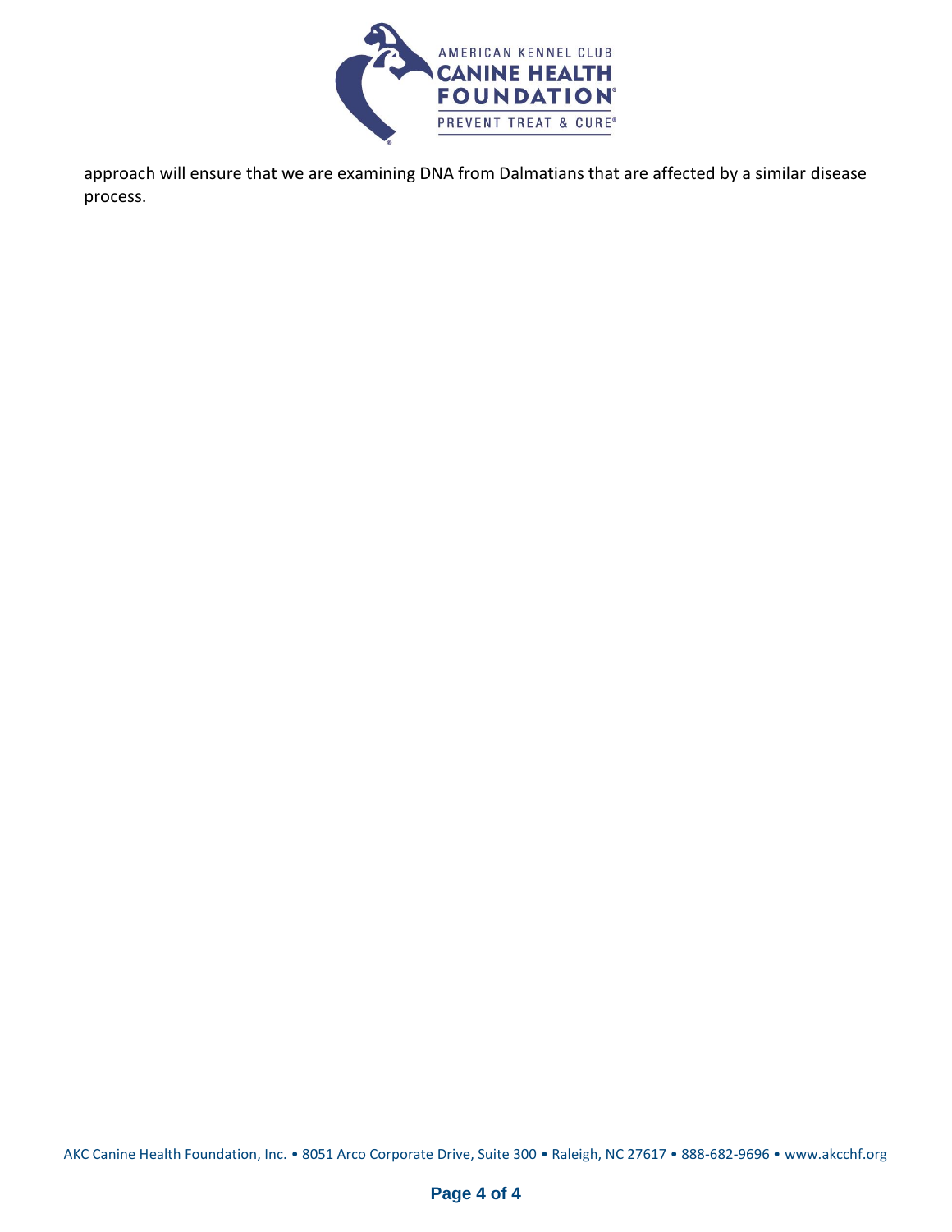approach will ensure that we are examining DNA from Dalmatians that are affected by a similar disease process.